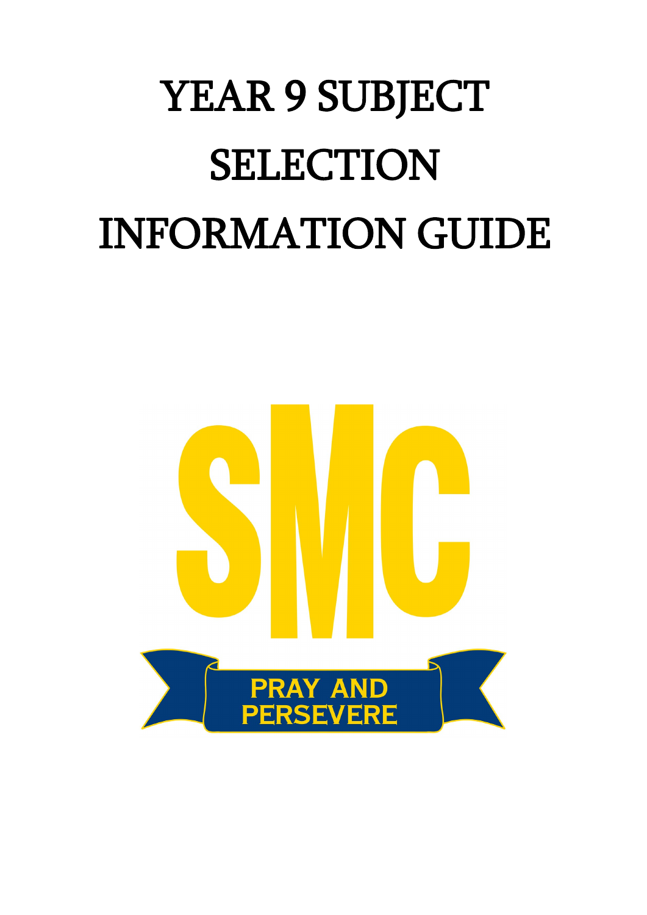# YEAR 9 SUBJECT SELECTION INFORMATION GUIDE

SMC

PRAY AND PERSEVERE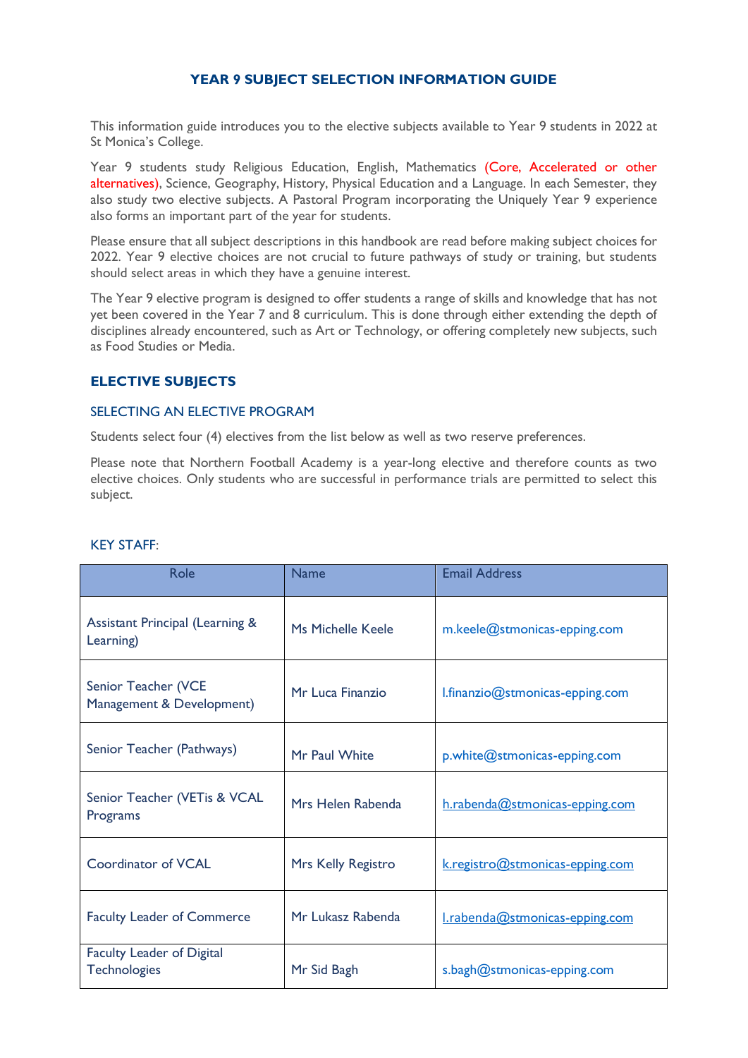## YEAR 9 SUBJECT SELECTION INFORMATION GUIDE

This information guide introduces you to the elective subjects available to Year 9 students in 2022 at St Monica's College.

Year 9 students study Religious Education, English, Mathematics (Core, Accelerated or other alternatives), Science, Geography, History, Physical Education and a Language. In each Semester, they also study two elective subjects. A Pastoral Program incorporating the Uniquely Year 9 experience also forms an important part of the year for students.

Please ensure that all subject descriptions in this handbook are read before making subject choices for 2022. Year 9 elective choices are not crucial to future pathways of study or training, but students should select areas in which they have a genuine interest.

The Year 9 elective program is designed to offer students a range of skills and knowledge that has not yet been covered in the Year 7 and 8 curriculum. This is done through either extending the depth of disciplines already encountered, such as Art or Technology, or offering completely new subjects, such as Food Studies or Media.

## ELECTIVE SUBJECTS

### SELECTING AN ELECTIVE PROGRAM

Students select four (4) electives from the list below as well as two reserve preferences.

Please note that Northern Football Academy is a year-long elective and therefore counts as two elective choices. Only students who are successful in performance trials are permitted to select this subject.

### KEY STAFF:

| Role | Name | Email Address |
|---|---|---|
| Assistant Principal (Learning & Learning) | Ms Michelle Keele | m.keele@stmonicas-epping.com |
| Senior Teacher (VCE Management & Development) | Mr Luca Finanzio | l.finanzio@stmonicas-epping.com |
| Senior Teacher (Pathways) | Mr Paul White | p.white@stmonicas-epping.com |
| Senior Teacher (VETis & VCAL Programs | Mrs Helen Rabenda | h.rabenda@stmonicas-epping.com |
| Coordinator of VCAL | Mrs Kelly Registro | k.registro@stmonicas-epping.com |
| Faculty Leader of Commerce | Mr Lukasz Rabenda | l.rabenda@stmonicas-epping.com |
| Faculty Leader of Digital Technologies | Mr Sid Bagh | s.bagh@stmonicas-epping.com |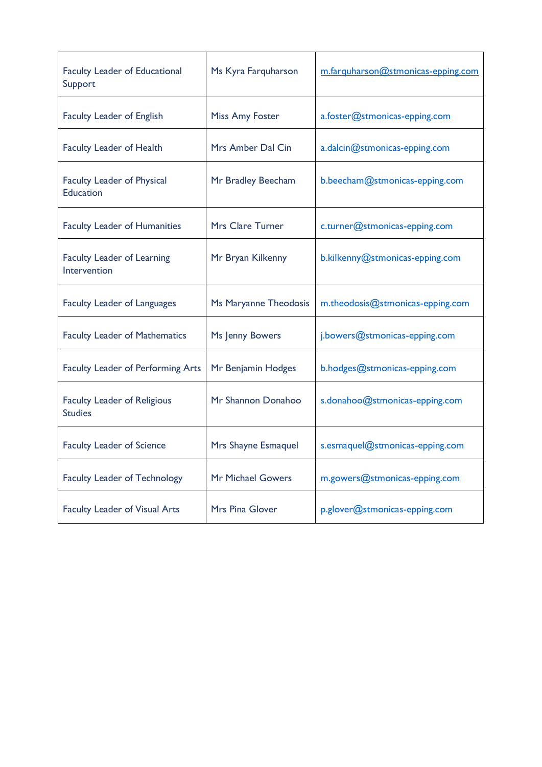| | | |
|---|---|---|
| Faculty Leader of Educational Support | Ms Kyra Farquharson | m.farquharson@stmonicas-epping.com |
| Faculty Leader of English | Miss Amy Foster | a.foster@stmonicas-epping.com |
| Faculty Leader of Health | Mrs Amber Dal Cin | a.dalcin@stmonicas-epping.com |
| Faculty Leader of Physical Education | Mr Bradley Beecham | b.beecham@stmonicas-epping.com |
| Faculty Leader of Humanities | Mrs Clare Turner | c.turner@stmonicas-epping.com |
| Faculty Leader of Learning Intervention | Mr Bryan Kilkenny | b.kilkenny@stmonicas-epping.com |
| Faculty Leader of Languages | Ms Maryanne Theodosis | m.theodosis@stmonicas-epping.com |
| Faculty Leader of Mathematics | Ms Jenny Bowers | j.bowers@stmonicas-epping.com |
| Faculty Leader of Performing Arts | Mr Benjamin Hodges | b.hodges@stmonicas-epping.com |
| Faculty Leader of Religious Studies | Mr Shannon Donahoo | s.donahoo@stmonicas-epping.com |
| Faculty Leader of Science | Mrs Shayne Esmaquel | s.esmaquel@stmonicas-epping.com |
| Faculty Leader of Technology | Mr Michael Gowers | m.gowers@stmonicas-epping.com |
| Faculty Leader of Visual Arts | Mrs Pina Glover | p.glover@stmonicas-epping.com |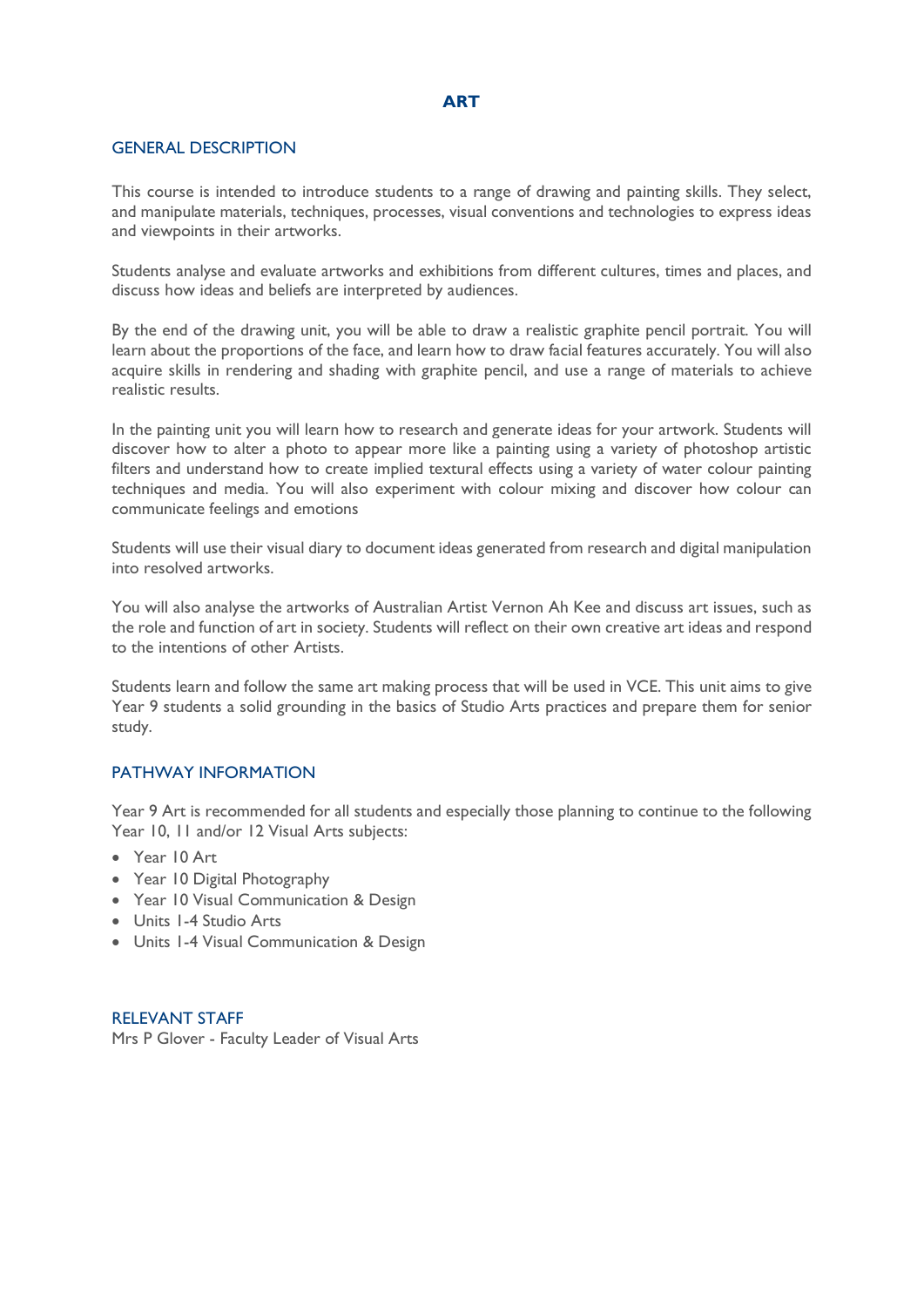# ART

## GENERAL DESCRIPTION

This course is intended to introduce students to a range of drawing and painting skills. They select, and manipulate materials, techniques, processes, visual conventions and technologies to express ideas and viewpoints in their artworks.

Students analyse and evaluate artworks and exhibitions from different cultures, times and places, and discuss how ideas and beliefs are interpreted by audiences.

By the end of the drawing unit, you will be able to draw a realistic graphite pencil portrait. You will learn about the proportions of the face, and learn how to draw facial features accurately. You will also acquire skills in rendering and shading with graphite pencil, and use a range of materials to achieve realistic results.

In the painting unit you will learn how to research and generate ideas for your artwork. Students will discover how to alter a photo to appear more like a painting using a variety of photoshop artistic filters and understand how to create implied textural effects using a variety of water colour painting techniques and media. You will also experiment with colour mixing and discover how colour can communicate feelings and emotions

Students will use their visual diary to document ideas generated from research and digital manipulation into resolved artworks.

You will also analyse the artworks of Australian Artist Vernon Ah Kee and discuss art issues, such as the role and function of art in society. Students will reflect on their own creative art ideas and respond to the intentions of other Artists.

Students learn and follow the same art making process that will be used in VCE. This unit aims to give Year 9 students a solid grounding in the basics of Studio Arts practices and prepare them for senior study.

## PATHWAY INFORMATION

Year 9 Art is recommended for all students and especially those planning to continue to the following Year 10, 11 and/or 12 Visual Arts subjects:

- Year 10 Art
- Year 10 Digital Photography
- Year 10 Visual Communication & Design
- Units 1-4 Studio Arts
- Units 1-4 Visual Communication & Design

## RELEVANT STAFF

Mrs P Glover - Faculty Leader of Visual Arts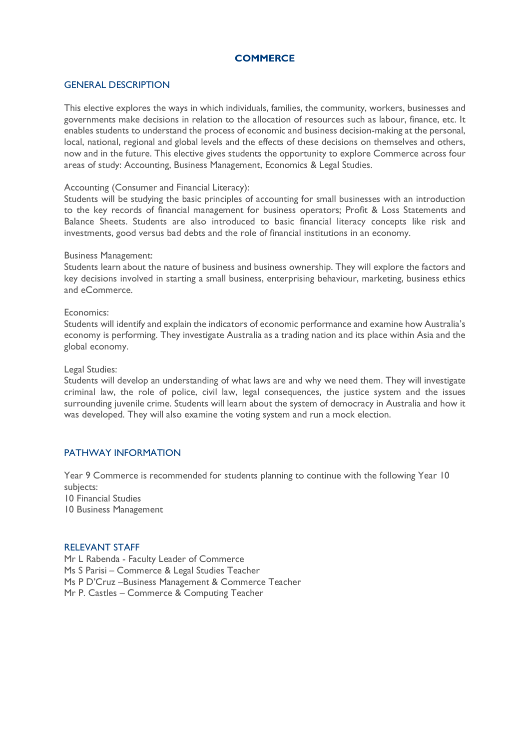# COMMERCE

## GENERAL DESCRIPTION

This elective explores the ways in which individuals, families, the community, workers, businesses and governments make decisions in relation to the allocation of resources such as labour, finance, etc. It enables students to understand the process of economic and business decision-making at the personal, local, national, regional and global levels and the effects of these decisions on themselves and others, now and in the future. This elective gives students the opportunity to explore Commerce across four areas of study: Accounting, Business Management, Economics & Legal Studies.

Accounting (Consumer and Financial Literacy):
Students will be studying the basic principles of accounting for small businesses with an introduction to the key records of financial management for business operators; Profit & Loss Statements and Balance Sheets. Students are also introduced to basic financial literacy concepts like risk and investments, good versus bad debts and the role of financial institutions in an economy.

Business Management:
Students learn about the nature of business and business ownership. They will explore the factors and key decisions involved in starting a small business, enterprising behaviour, marketing, business ethics and eCommerce.

Economics:
Students will identify and explain the indicators of economic performance and examine how Australia's economy is performing. They investigate Australia as a trading nation and its place within Asia and the global economy.

Legal Studies:
Students will develop an understanding of what laws are and why we need them. They will investigate criminal law, the role of police, civil law, legal consequences, the justice system and the issues surrounding juvenile crime. Students will learn about the system of democracy in Australia and how it was developed. They will also examine the voting system and run a mock election.

## PATHWAY INFORMATION

Year 9 Commerce is recommended for students planning to continue with the following Year 10 subjects:
10 Financial Studies
10 Business Management

## RELEVANT STAFF

Mr L Rabenda - Faculty Leader of Commerce
Ms S Parisi – Commerce & Legal Studies Teacher
Ms P D'Cruz –Business Management & Commerce Teacher
Mr P. Castles – Commerce & Computing Teacher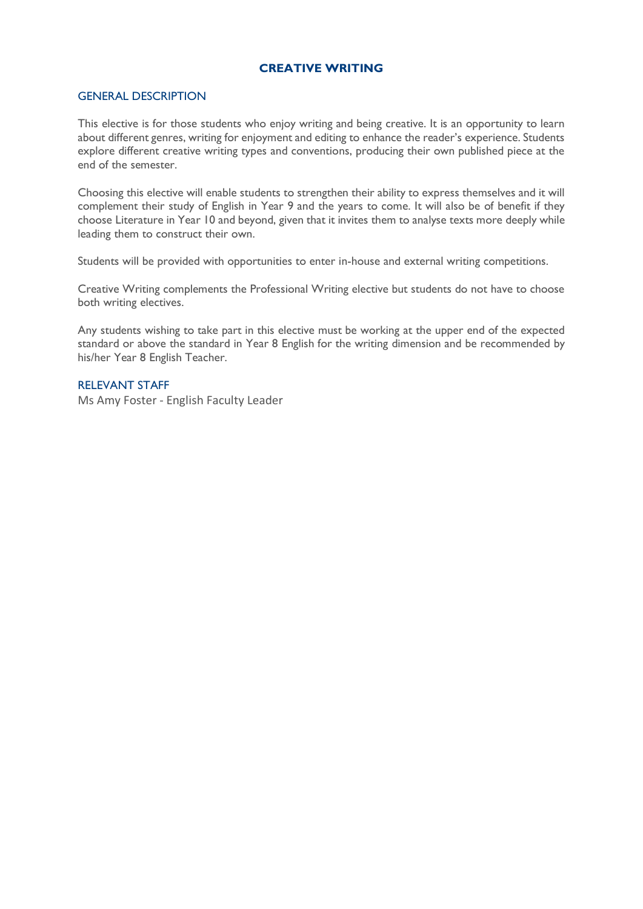# CREATIVE WRITING

## GENERAL DESCRIPTION

This elective is for those students who enjoy writing and being creative. It is an opportunity to learn about different genres, writing for enjoyment and editing to enhance the reader's experience. Students explore different creative writing types and conventions, producing their own published piece at the end of the semester.

Choosing this elective will enable students to strengthen their ability to express themselves and it will complement their study of English in Year 9 and the years to come. It will also be of benefit if they choose Literature in Year 10 and beyond, given that it invites them to analyse texts more deeply while leading them to construct their own.

Students will be provided with opportunities to enter in-house and external writing competitions.

Creative Writing complements the Professional Writing elective but students do not have to choose both writing electives.

Any students wishing to take part in this elective must be working at the upper end of the expected standard or above the standard in Year 8 English for the writing dimension and be recommended by his/her Year 8 English Teacher.

## RELEVANT STAFF

Ms Amy Foster - English Faculty Leader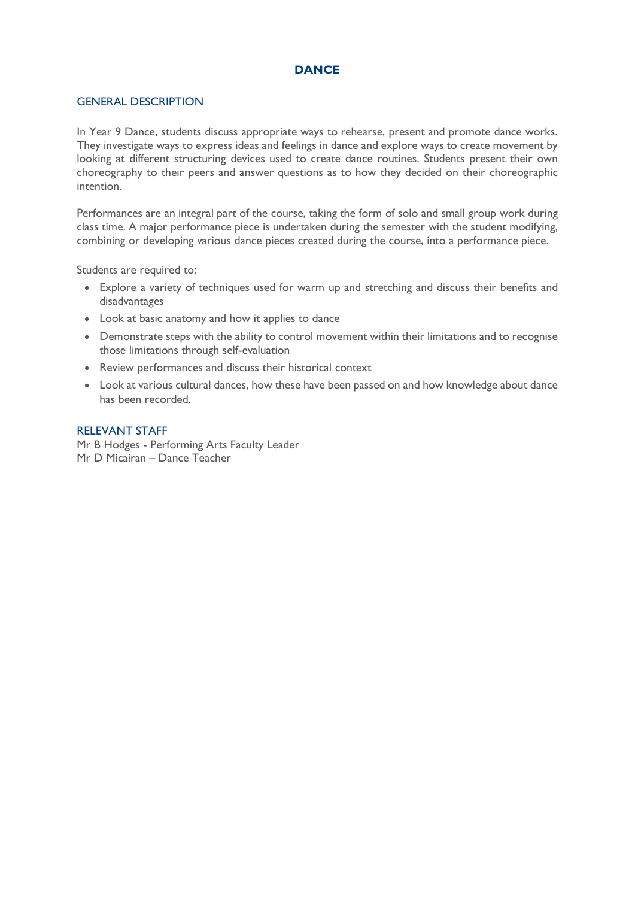# DANCE

## GENERAL DESCRIPTION

In Year 9 Dance, students discuss appropriate ways to rehearse, present and promote dance works. They investigate ways to express ideas and feelings in dance and explore ways to create movement by looking at different structuring devices used to create dance routines. Students present their own choreography to their peers and answer questions as to how they decided on their choreographic intention.

Performances are an integral part of the course, taking the form of solo and small group work during class time. A major performance piece is undertaken during the semester with the student modifying, combining or developing various dance pieces created during the course, into a performance piece.

Students are required to:

- Explore a variety of techniques used for warm up and stretching and discuss their benefits and disadvantages
- Look at basic anatomy and how it applies to dance
- Demonstrate steps with the ability to control movement within their limitations and to recognise those limitations through self-evaluation
- Review performances and discuss their historical context
- Look at various cultural dances, how these have been passed on and how knowledge about dance has been recorded.

## RELEVANT STAFF

Mr B Hodges - Performing Arts Faculty Leader
Mr D Micairan – Dance Teacher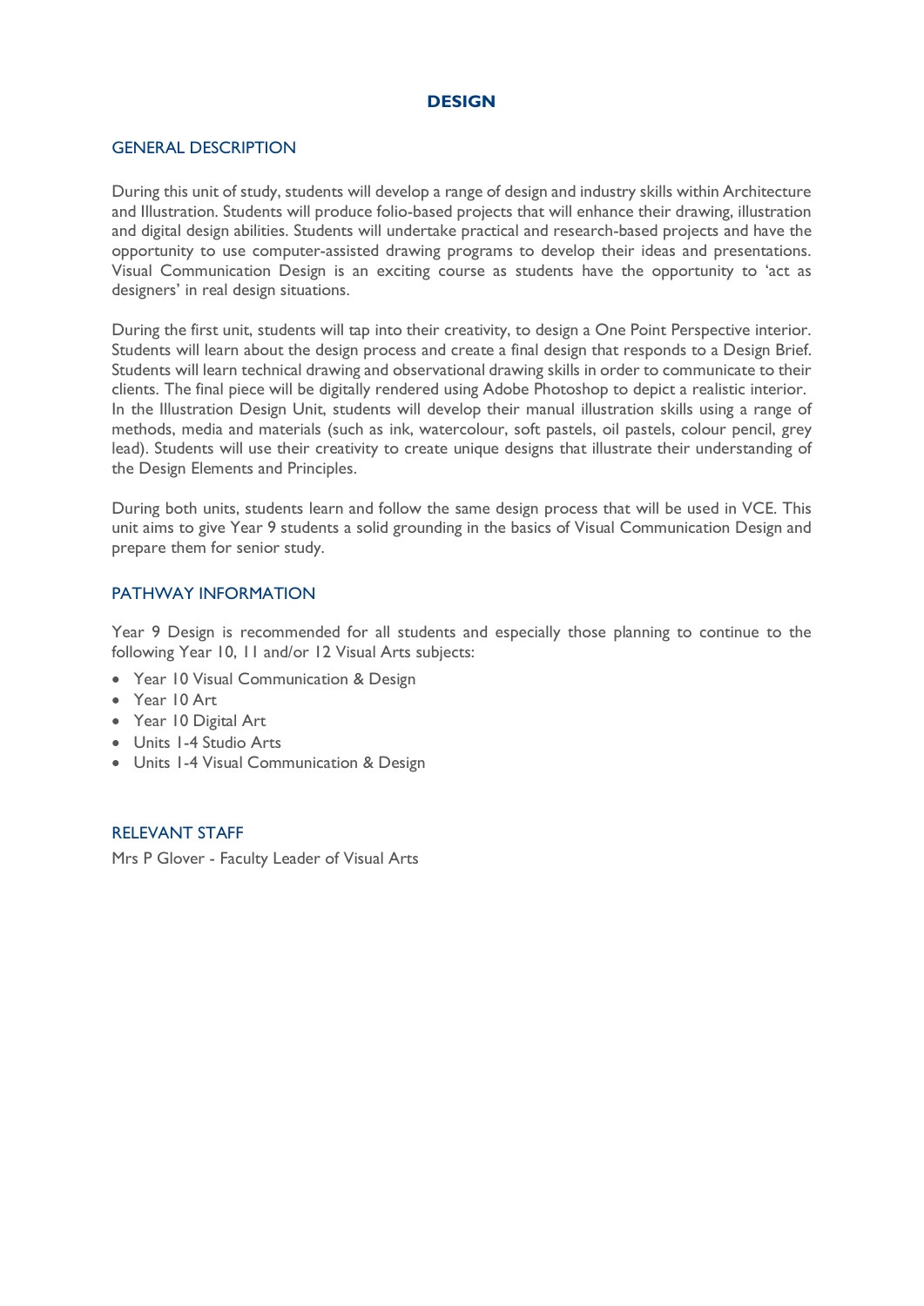# DESIGN

## GENERAL DESCRIPTION

During this unit of study, students will develop a range of design and industry skills within Architecture and Illustration. Students will produce folio-based projects that will enhance their drawing, illustration and digital design abilities. Students will undertake practical and research-based projects and have the opportunity to use computer-assisted drawing programs to develop their ideas and presentations. Visual Communication Design is an exciting course as students have the opportunity to 'act as designers' in real design situations.

During the first unit, students will tap into their creativity, to design a One Point Perspective interior. Students will learn about the design process and create a final design that responds to a Design Brief. Students will learn technical drawing and observational drawing skills in order to communicate to their clients. The final piece will be digitally rendered using Adobe Photoshop to depict a realistic interior. In the Illustration Design Unit, students will develop their manual illustration skills using a range of methods, media and materials (such as ink, watercolour, soft pastels, oil pastels, colour pencil, grey lead). Students will use their creativity to create unique designs that illustrate their understanding of the Design Elements and Principles.

During both units, students learn and follow the same design process that will be used in VCE. This unit aims to give Year 9 students a solid grounding in the basics of Visual Communication Design and prepare them for senior study.

## PATHWAY INFORMATION

Year 9 Design is recommended for all students and especially those planning to continue to the following Year 10, 11 and/or 12 Visual Arts subjects:

- Year 10 Visual Communication & Design
- Year 10 Art
- Year 10 Digital Art
- Units 1-4 Studio Arts
- Units 1-4 Visual Communication & Design

## RELEVANT STAFF

Mrs P Glover - Faculty Leader of Visual Arts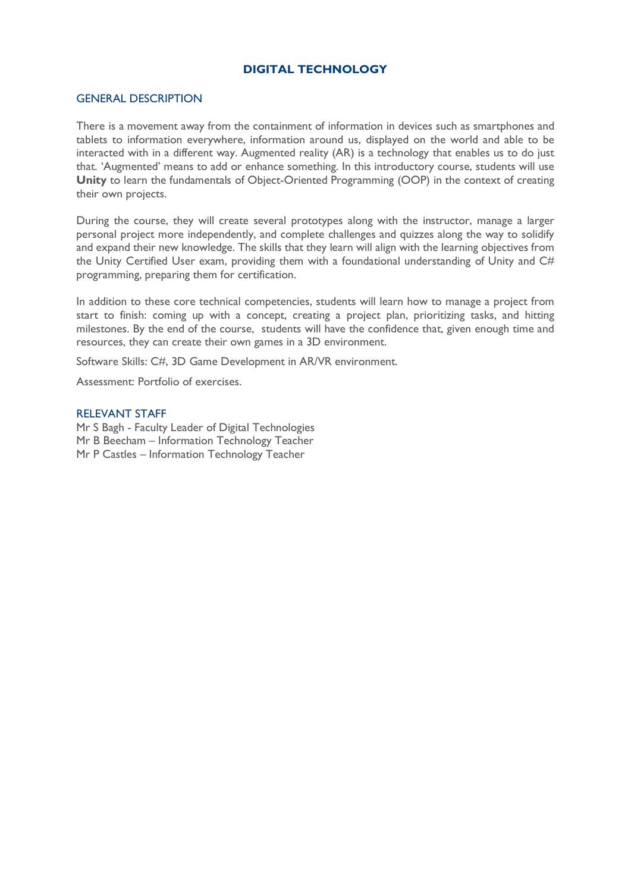# DIGITAL TECHNOLOGY

## GENERAL DESCRIPTION

There is a movement away from the containment of information in devices such as smartphones and tablets to information everywhere, information around us, displayed on the world and able to be interacted with in a different way. Augmented reality (AR) is a technology that enables us to do just that. 'Augmented' means to add or enhance something. In this introductory course, students will use **Unity** to learn the fundamentals of Object-Oriented Programming (OOP) in the context of creating their own projects.

During the course, they will create several prototypes along with the instructor, manage a larger personal project more independently, and complete challenges and quizzes along the way to solidify and expand their new knowledge. The skills that they learn will align with the learning objectives from the Unity Certified User exam, providing them with a foundational understanding of Unity and C# programming, preparing them for certification.

In addition to these core technical competencies, students will learn how to manage a project from start to finish: coming up with a concept, creating a project plan, prioritizing tasks, and hitting milestones. By the end of the course, students will have the confidence that, given enough time and resources, they can create their own games in a 3D environment.

Software Skills: C#, 3D Game Development in AR/VR environment.

Assessment: Portfolio of exercises.

## RELEVANT STAFF

Mr S Bagh - Faculty Leader of Digital Technologies
Mr B Beecham – Information Technology Teacher
Mr P Castles – Information Technology Teacher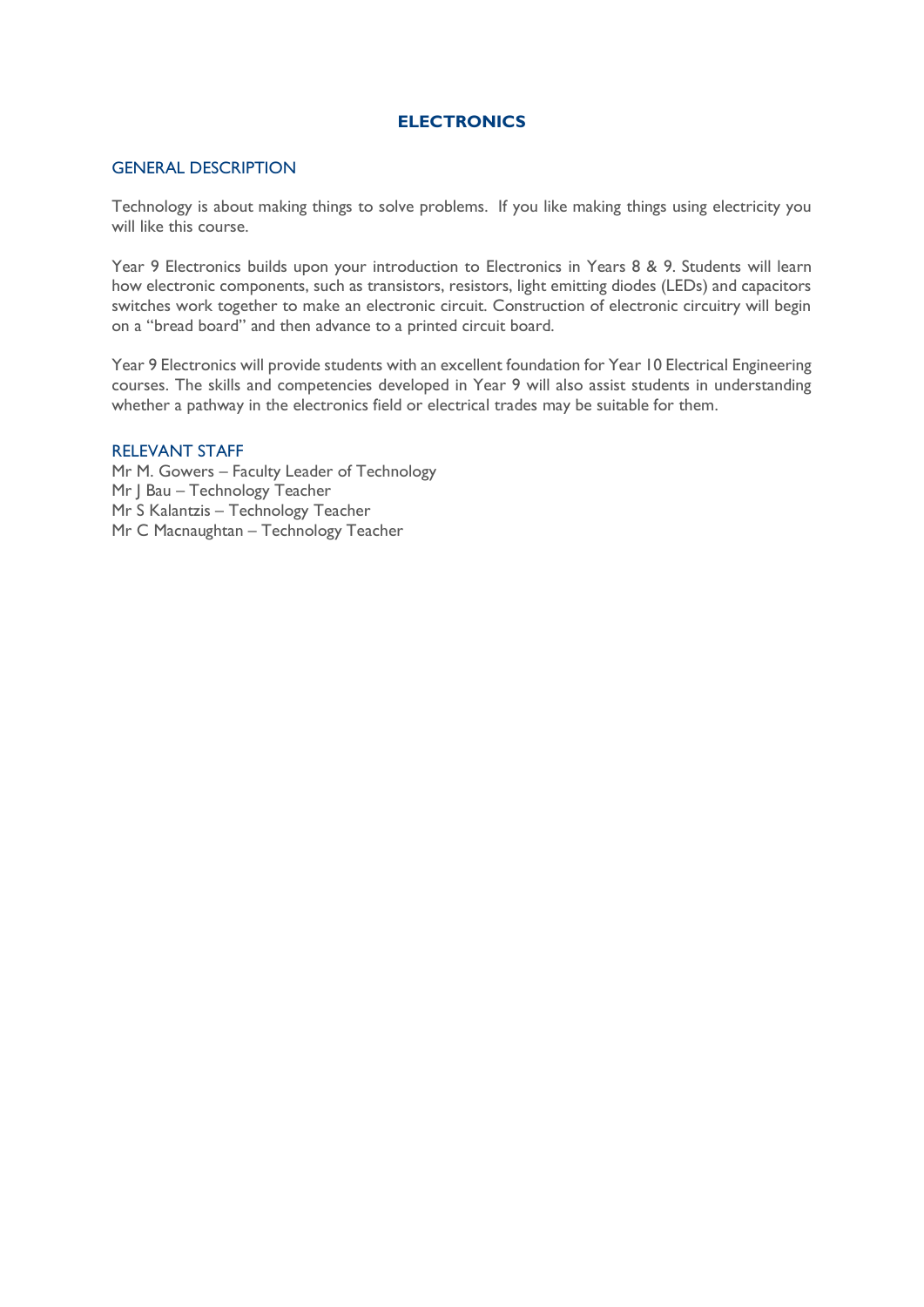# ELECTRONICS

## GENERAL DESCRIPTION

Technology is about making things to solve problems. If you like making things using electricity you will like this course.

Year 9 Electronics builds upon your introduction to Electronics in Years 8 & 9. Students will learn how electronic components, such as transistors, resistors, light emitting diodes (LEDs) and capacitors switches work together to make an electronic circuit. Construction of electronic circuitry will begin on a "bread board" and then advance to a printed circuit board.

Year 9 Electronics will provide students with an excellent foundation for Year 10 Electrical Engineering courses. The skills and competencies developed in Year 9 will also assist students in understanding whether a pathway in the electronics field or electrical trades may be suitable for them.

## RELEVANT STAFF

Mr M. Gowers – Faculty Leader of Technology
Mr J Bau – Technology Teacher
Mr S Kalantzis – Technology Teacher
Mr C Macnaughtan – Technology Teacher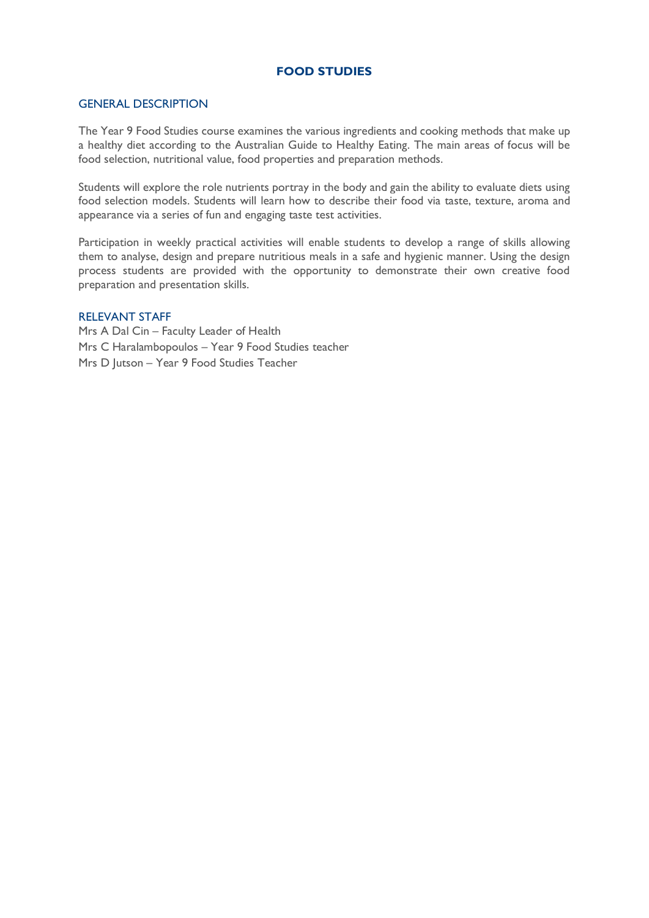# FOOD STUDIES

## GENERAL DESCRIPTION

The Year 9 Food Studies course examines the various ingredients and cooking methods that make up a healthy diet according to the Australian Guide to Healthy Eating. The main areas of focus will be food selection, nutritional value, food properties and preparation methods.

Students will explore the role nutrients portray in the body and gain the ability to evaluate diets using food selection models. Students will learn how to describe their food via taste, texture, aroma and appearance via a series of fun and engaging taste test activities.

Participation in weekly practical activities will enable students to develop a range of skills allowing them to analyse, design and prepare nutritious meals in a safe and hygienic manner. Using the design process students are provided with the opportunity to demonstrate their own creative food preparation and presentation skills.

## RELEVANT STAFF

Mrs A Dal Cin – Faculty Leader of Health
Mrs C Haralambopoulos – Year 9 Food Studies teacher
Mrs D Jutson – Year 9 Food Studies Teacher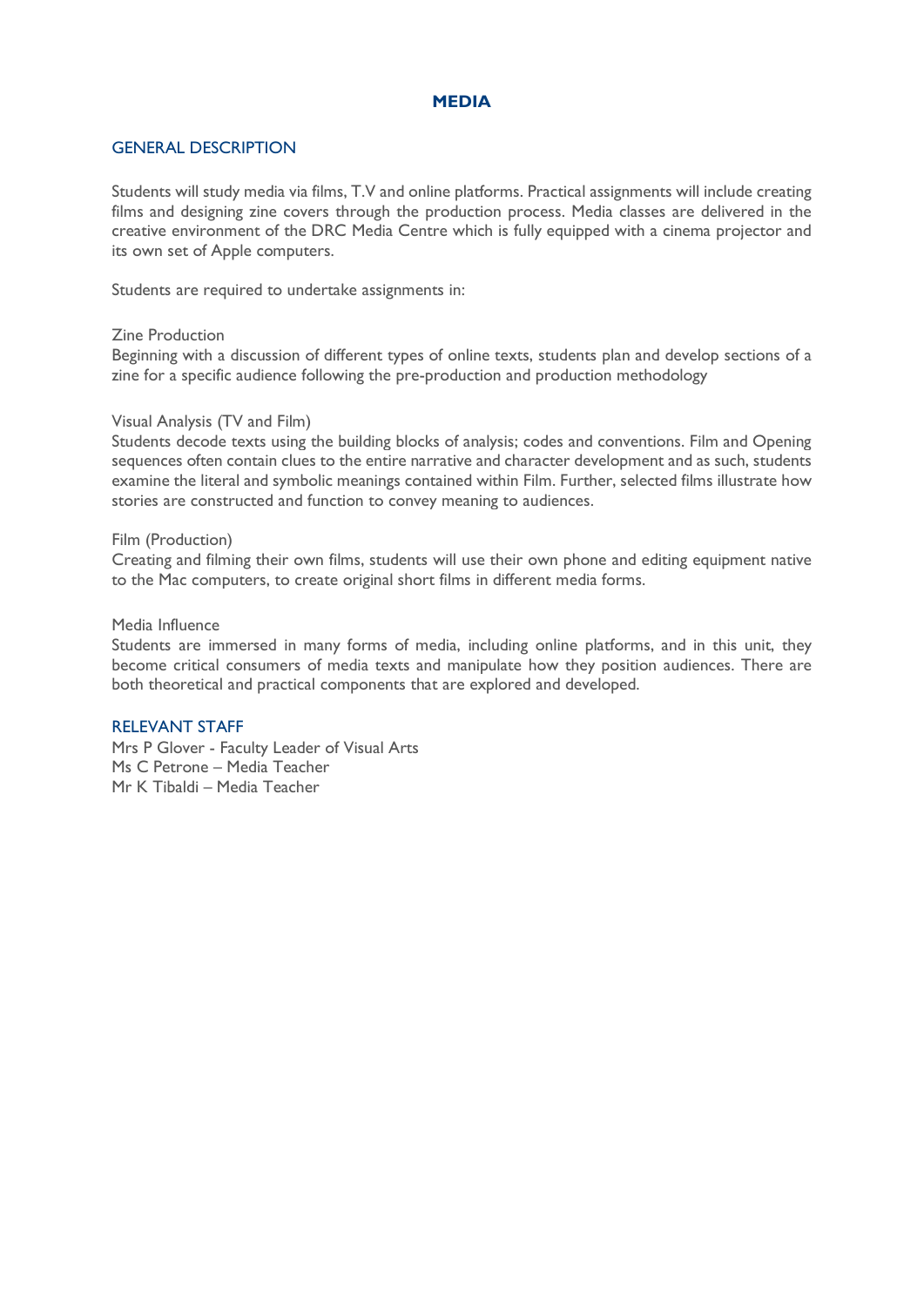# MEDIA

## GENERAL DESCRIPTION

Students will study media via films, T.V and online platforms. Practical assignments will include creating films and designing zine covers through the production process. Media classes are delivered in the creative environment of the DRC Media Centre which is fully equipped with a cinema projector and its own set of Apple computers.

Students are required to undertake assignments in:

Zine Production
Beginning with a discussion of different types of online texts, students plan and develop sections of a zine for a specific audience following the pre-production and production methodology

Visual Analysis (TV and Film)
Students decode texts using the building blocks of analysis; codes and conventions. Film and Opening sequences often contain clues to the entire narrative and character development and as such, students examine the literal and symbolic meanings contained within Film. Further, selected films illustrate how stories are constructed and function to convey meaning to audiences.

Film (Production)
Creating and filming their own films, students will use their own phone and editing equipment native to the Mac computers, to create original short films in different media forms.

Media Influence
Students are immersed in many forms of media, including online platforms, and in this unit, they become critical consumers of media texts and manipulate how they position audiences. There are both theoretical and practical components that are explored and developed.

## RELEVANT STAFF

Mrs P Glover - Faculty Leader of Visual Arts
Ms C Petrone – Media Teacher
Mr K Tibaldi – Media Teacher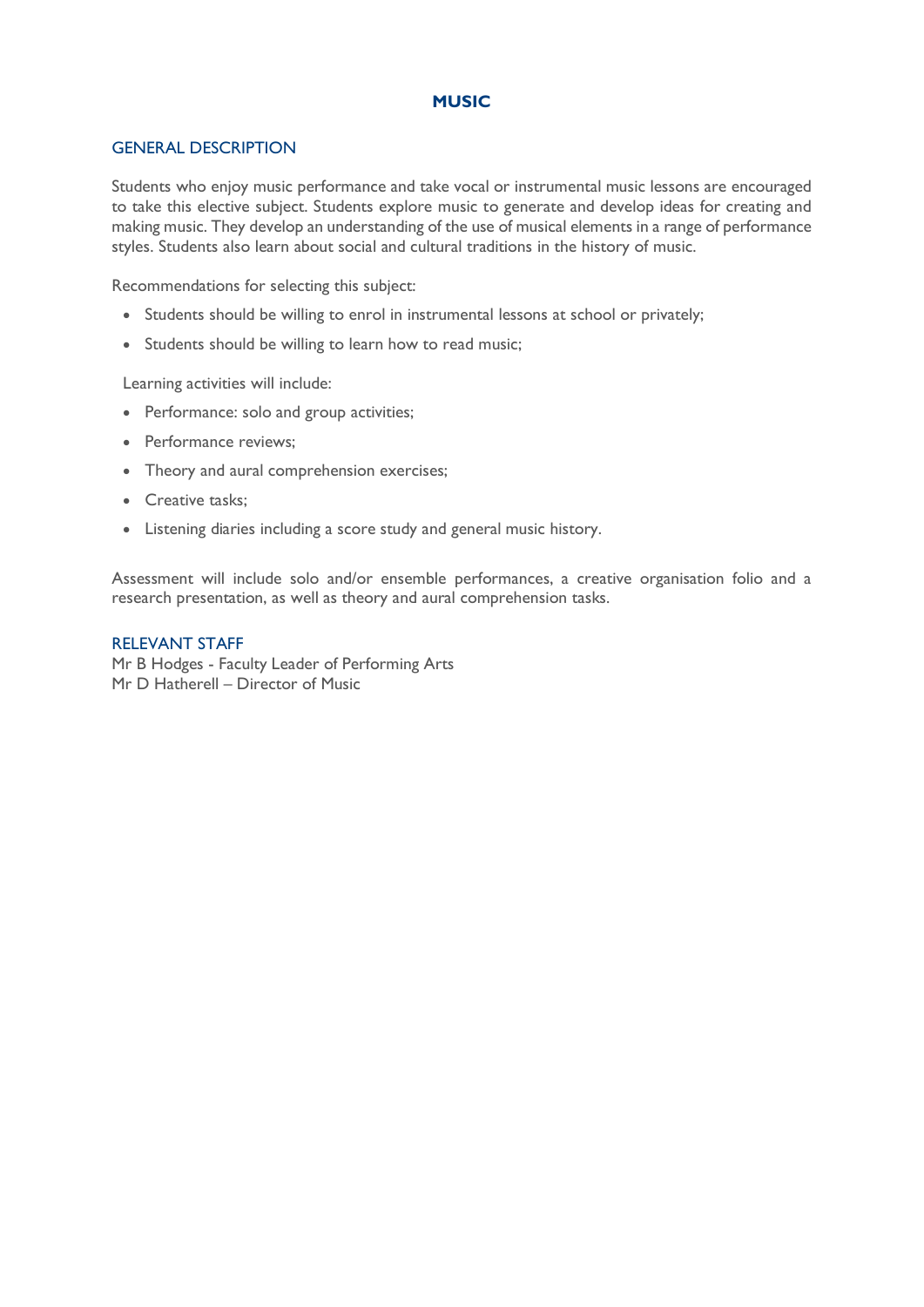# MUSIC

## GENERAL DESCRIPTION

Students who enjoy music performance and take vocal or instrumental music lessons are encouraged to take this elective subject. Students explore music to generate and develop ideas for creating and making music. They develop an understanding of the use of musical elements in a range of performance styles. Students also learn about social and cultural traditions in the history of music.

Recommendations for selecting this subject:

- Students should be willing to enrol in instrumental lessons at school or privately;
- Students should be willing to learn how to read music;

Learning activities will include:

- Performance: solo and group activities;
- Performance reviews;
- Theory and aural comprehension exercises;
- Creative tasks;
- Listening diaries including a score study and general music history.

Assessment will include solo and/or ensemble performances, a creative organisation folio and a research presentation, as well as theory and aural comprehension tasks.

## RELEVANT STAFF

Mr B Hodges - Faculty Leader of Performing Arts
Mr D Hatherell – Director of Music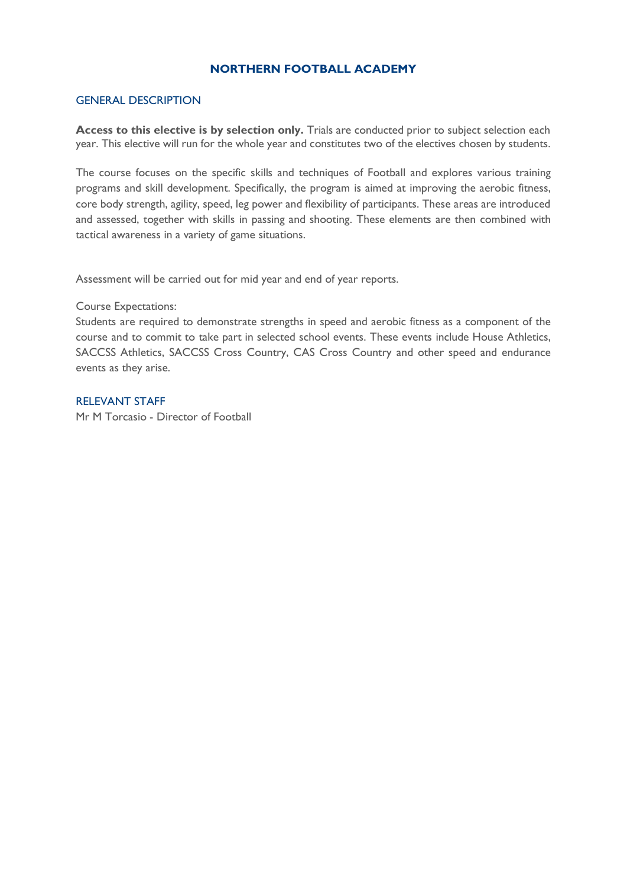# NORTHERN FOOTBALL ACADEMY

## GENERAL DESCRIPTION

**Access to this elective is by selection only.** Trials are conducted prior to subject selection each year. This elective will run for the whole year and constitutes two of the electives chosen by students.

The course focuses on the specific skills and techniques of Football and explores various training programs and skill development. Specifically, the program is aimed at improving the aerobic fitness, core body strength, agility, speed, leg power and flexibility of participants. These areas are introduced and assessed, together with skills in passing and shooting. These elements are then combined with tactical awareness in a variety of game situations.

Assessment will be carried out for mid year and end of year reports.

Course Expectations:
Students are required to demonstrate strengths in speed and aerobic fitness as a component of the course and to commit to take part in selected school events. These events include House Athletics, SACCSS Athletics, SACCSS Cross Country, CAS Cross Country and other speed and endurance events as they arise.

## RELEVANT STAFF

Mr M Torcasio - Director of Football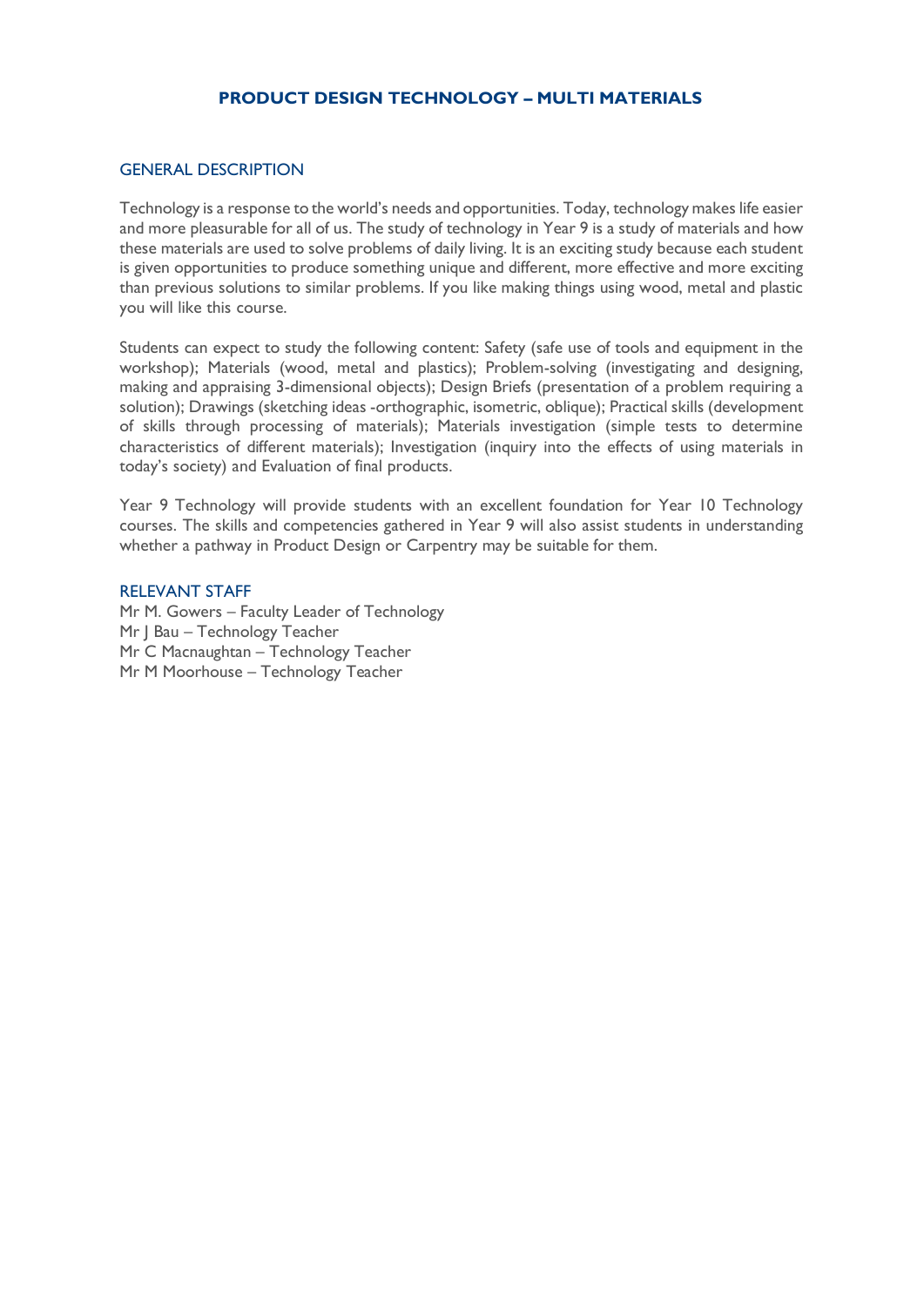# PRODUCT DESIGN TECHNOLOGY – MULTI MATERIALS

## GENERAL DESCRIPTION

Technology is a response to the world's needs and opportunities. Today, technology makes life easier and more pleasurable for all of us. The study of technology in Year 9 is a study of materials and how these materials are used to solve problems of daily living. It is an exciting study because each student is given opportunities to produce something unique and different, more effective and more exciting than previous solutions to similar problems. If you like making things using wood, metal and plastic you will like this course.

Students can expect to study the following content: Safety (safe use of tools and equipment in the workshop); Materials (wood, metal and plastics); Problem-solving (investigating and designing, making and appraising 3-dimensional objects); Design Briefs (presentation of a problem requiring a solution); Drawings (sketching ideas -orthographic, isometric, oblique); Practical skills (development of skills through processing of materials); Materials investigation (simple tests to determine characteristics of different materials); Investigation (inquiry into the effects of using materials in today's society) and Evaluation of final products.

Year 9 Technology will provide students with an excellent foundation for Year 10 Technology courses. The skills and competencies gathered in Year 9 will also assist students in understanding whether a pathway in Product Design or Carpentry may be suitable for them.

## RELEVANT STAFF

Mr M. Gowers – Faculty Leader of Technology
Mr J Bau – Technology Teacher
Mr C Macnaughtan – Technology Teacher
Mr M Moorhouse – Technology Teacher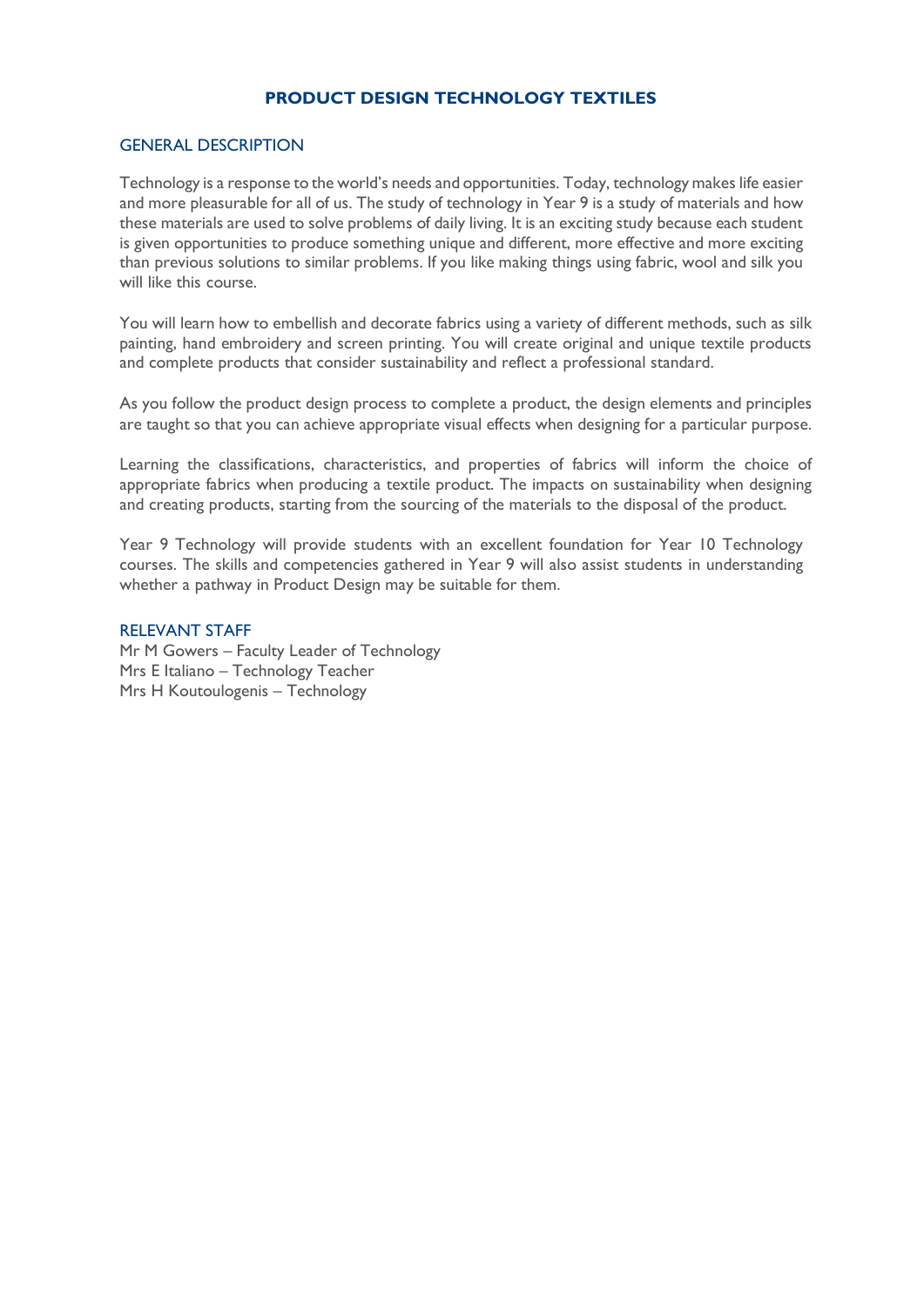# PRODUCT DESIGN TECHNOLOGY TEXTILES

## GENERAL DESCRIPTION

Technology is a response to the world's needs and opportunities. Today, technology makes life easier and more pleasurable for all of us. The study of technology in Year 9 is a study of materials and how these materials are used to solve problems of daily living. It is an exciting study because each student is given opportunities to produce something unique and different, more effective and more exciting than previous solutions to similar problems. If you like making things using fabric, wool and silk you will like this course.

You will learn how to embellish and decorate fabrics using a variety of different methods, such as silk painting, hand embroidery and screen printing. You will create original and unique textile products and complete products that consider sustainability and reflect a professional standard.

As you follow the product design process to complete a product, the design elements and principles are taught so that you can achieve appropriate visual effects when designing for a particular purpose.

Learning the classifications, characteristics, and properties of fabrics will inform the choice of appropriate fabrics when producing a textile product. The impacts on sustainability when designing and creating products, starting from the sourcing of the materials to the disposal of the product.

Year 9 Technology will provide students with an excellent foundation for Year 10 Technology courses. The skills and competencies gathered in Year 9 will also assist students in understanding whether a pathway in Product Design may be suitable for them.

## RELEVANT STAFF

Mr M Gowers – Faculty Leader of Technology
Mrs E Italiano – Technology Teacher
Mrs H Koutoulogenis – Technology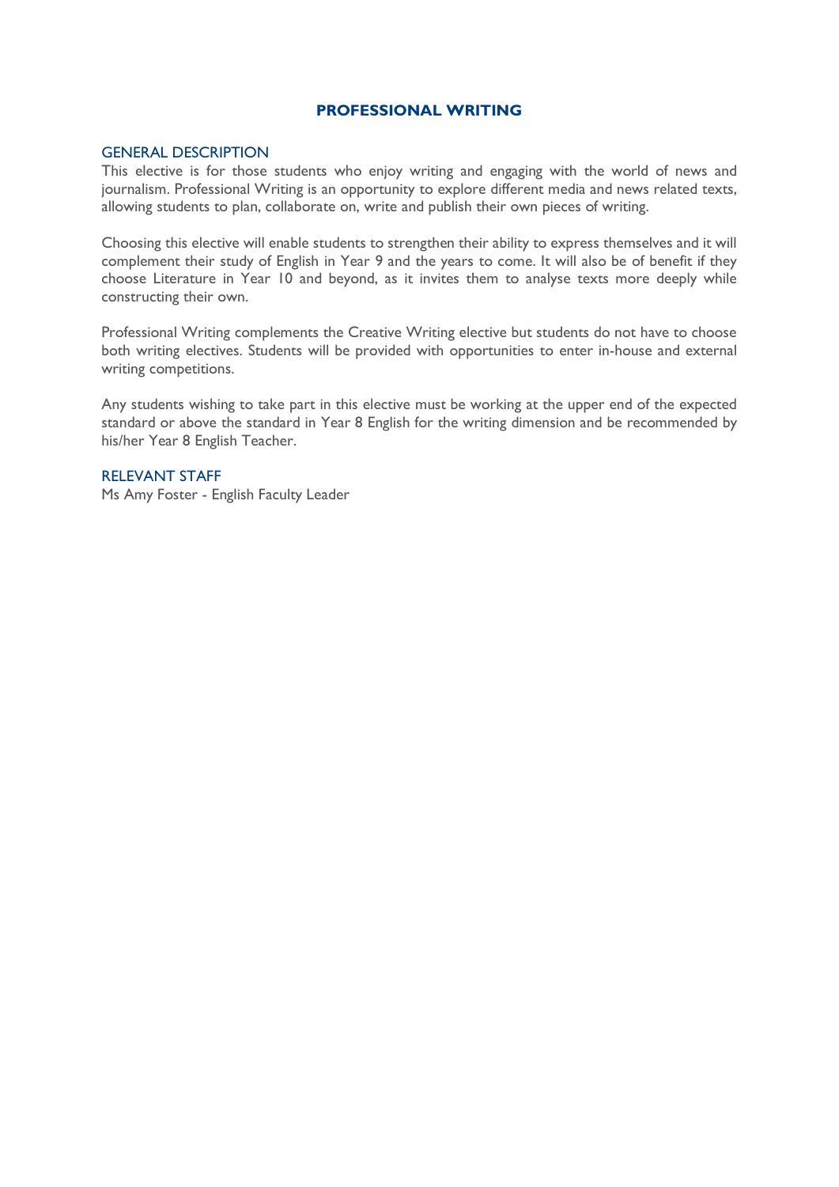# PROFESSIONAL WRITING

## GENERAL DESCRIPTION

This elective is for those students who enjoy writing and engaging with the world of news and journalism. Professional Writing is an opportunity to explore different media and news related texts, allowing students to plan, collaborate on, write and publish their own pieces of writing.

Choosing this elective will enable students to strengthen their ability to express themselves and it will complement their study of English in Year 9 and the years to come. It will also be of benefit if they choose Literature in Year 10 and beyond, as it invites them to analyse texts more deeply while constructing their own.

Professional Writing complements the Creative Writing elective but students do not have to choose both writing electives. Students will be provided with opportunities to enter in-house and external writing competitions.

Any students wishing to take part in this elective must be working at the upper end of the expected standard or above the standard in Year 8 English for the writing dimension and be recommended by his/her Year 8 English Teacher.

## RELEVANT STAFF

Ms Amy Foster - English Faculty Leader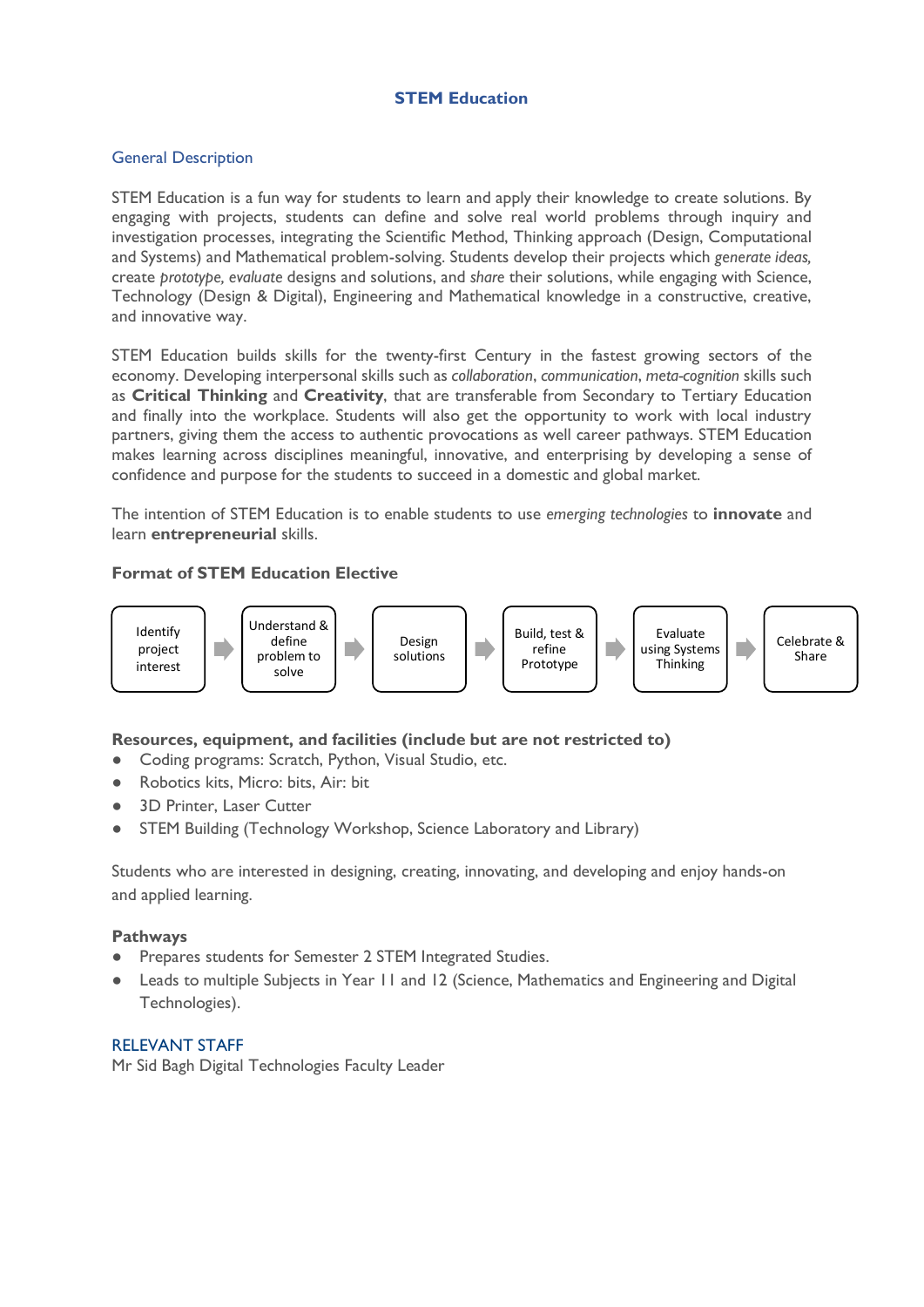# STEM Education

## General Description

STEM Education is a fun way for students to learn and apply their knowledge to create solutions. By engaging with projects, students can define and solve real world problems through inquiry and investigation processes, integrating the Scientific Method, Thinking approach (Design, Computational and Systems) and Mathematical problem-solving. Students develop their projects which *generate ideas,* create *prototype, evaluate* designs and solutions, and *share* their solutions, while engaging with Science, Technology (Design & Digital), Engineering and Mathematical knowledge in a constructive, creative, and innovative way.

STEM Education builds skills for the twenty-first Century in the fastest growing sectors of the economy. Developing interpersonal skills such as *collaboration*, *communication*, *meta-cognition* skills such as **Critical Thinking** and **Creativity**, that are transferable from Secondary to Tertiary Education and finally into the workplace. Students will also get the opportunity to work with local industry partners, giving them the access to authentic provocations as well career pathways. STEM Education makes learning across disciplines meaningful, innovative, and enterprising by developing a sense of confidence and purpose for the students to succeed in a domestic and global market.

The intention of STEM Education is to enable students to use *emerging technologies* to **innovate** and learn **entrepreneurial** skills.

### Format of STEM Education Elective

Identify project interest → Understand & define problem to solve → Design solutions → Build, test & refine Prototype → Evaluate using Systems Thinking → Celebrate & Share

### Resources, equipment, and facilities (include but are not restricted to)

- Coding programs: Scratch, Python, Visual Studio, etc.
- Robotics kits, Micro: bits, Air: bit
- 3D Printer, Laser Cutter
- STEM Building (Technology Workshop, Science Laboratory and Library)

Students who are interested in designing, creating, innovating, and developing and enjoy hands-on and applied learning.

### Pathways

- Prepares students for Semester 2 STEM Integrated Studies.
- Leads to multiple Subjects in Year 11 and 12 (Science, Mathematics and Engineering and Digital Technologies).

## RELEVANT STAFF

Mr Sid Bagh Digital Technologies Faculty Leader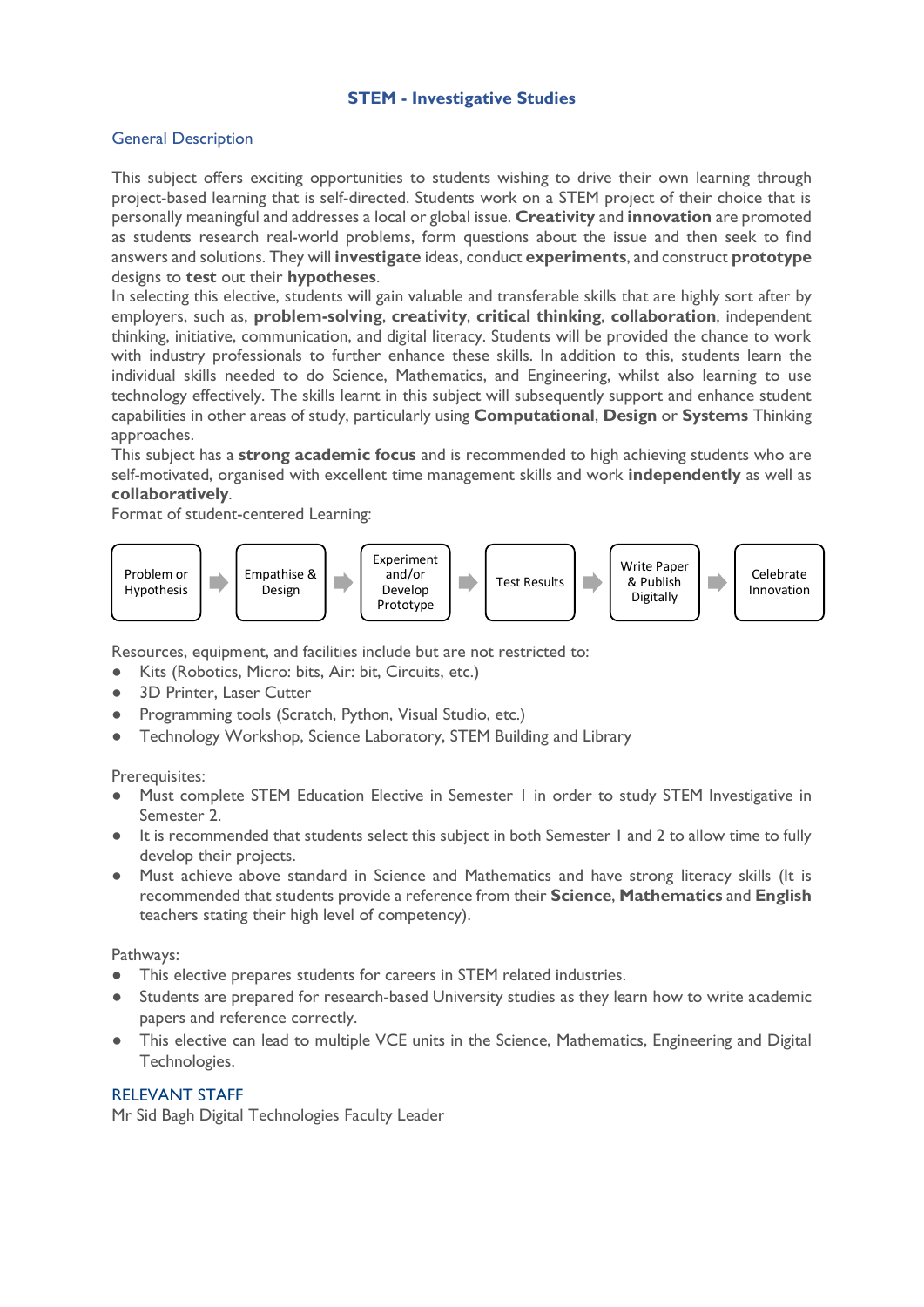## STEM - Investigative Studies

### General Description

This subject offers exciting opportunities to students wishing to drive their own learning through project-based learning that is self-directed. Students work on a STEM project of their choice that is personally meaningful and addresses a local or global issue. **Creativity** and **innovation** are promoted as students research real-world problems, form questions about the issue and then seek to find answers and solutions. They will **investigate** ideas, conduct **experiments**, and construct **prototype** designs to **test** out their **hypotheses**.

In selecting this elective, students will gain valuable and transferable skills that are highly sort after by employers, such as, **problem-solving**, **creativity**, **critical thinking**, **collaboration**, independent thinking, initiative, communication, and digital literacy. Students will be provided the chance to work with industry professionals to further enhance these skills. In addition to this, students learn the individual skills needed to do Science, Mathematics, and Engineering, whilst also learning to use technology effectively. The skills learnt in this subject will subsequently support and enhance student capabilities in other areas of study, particularly using **Computational**, **Design** or **Systems** Thinking approaches.

This subject has a **strong academic focus** and is recommended to high achieving students who are self-motivated, organised with excellent time management skills and work **independently** as well as **collaboratively**.

Format of student-centered Learning:

Problem or Hypothesis → Empathise & Design → Experiment and/or Develop Prototype → Test Results → Write Paper & Publish Digitally → Celebrate Innovation

Resources, equipment, and facilities include but are not restricted to:

- Kits (Robotics, Micro: bits, Air: bit, Circuits, etc.)
- 3D Printer, Laser Cutter
- Programming tools (Scratch, Python, Visual Studio, etc.)
- Technology Workshop, Science Laboratory, STEM Building and Library

Prerequisites:

- Must complete STEM Education Elective in Semester I in order to study STEM Investigative in Semester 2.
- It is recommended that students select this subject in both Semester I and 2 to allow time to fully develop their projects.
- Must achieve above standard in Science and Mathematics and have strong literacy skills (It is recommended that students provide a reference from their **Science**, **Mathematics** and **English** teachers stating their high level of competency).

Pathways:

- This elective prepares students for careers in STEM related industries.
- Students are prepared for research-based University studies as they learn how to write academic papers and reference correctly.
- This elective can lead to multiple VCE units in the Science, Mathematics, Engineering and Digital Technologies.

### RELEVANT STAFF

Mr Sid Bagh Digital Technologies Faculty Leader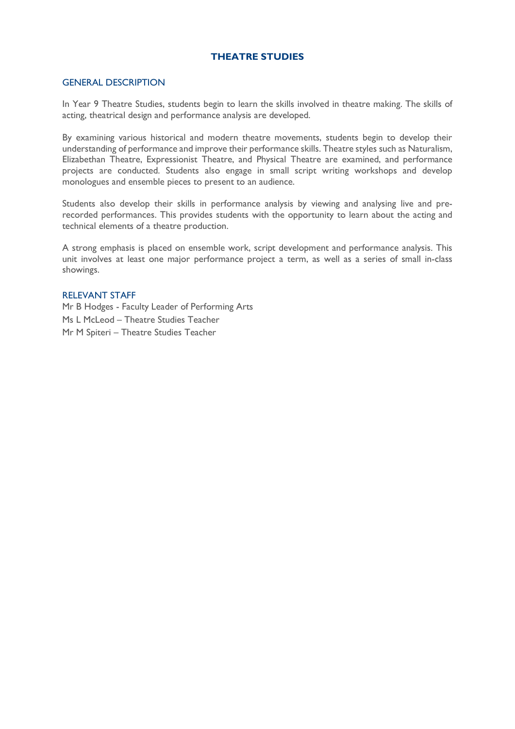# THEATRE STUDIES

## GENERAL DESCRIPTION

In Year 9 Theatre Studies, students begin to learn the skills involved in theatre making. The skills of acting, theatrical design and performance analysis are developed.

By examining various historical and modern theatre movements, students begin to develop their understanding of performance and improve their performance skills. Theatre styles such as Naturalism, Elizabethan Theatre, Expressionist Theatre, and Physical Theatre are examined, and performance projects are conducted. Students also engage in small script writing workshops and develop monologues and ensemble pieces to present to an audience.

Students also develop their skills in performance analysis by viewing and analysing live and pre-recorded performances. This provides students with the opportunity to learn about the acting and technical elements of a theatre production.

A strong emphasis is placed on ensemble work, script development and performance analysis. This unit involves at least one major performance project a term, as well as a series of small in-class showings.

## RELEVANT STAFF

Mr B Hodges - Faculty Leader of Performing Arts
Ms L McLeod – Theatre Studies Teacher
Mr M Spiteri – Theatre Studies Teacher